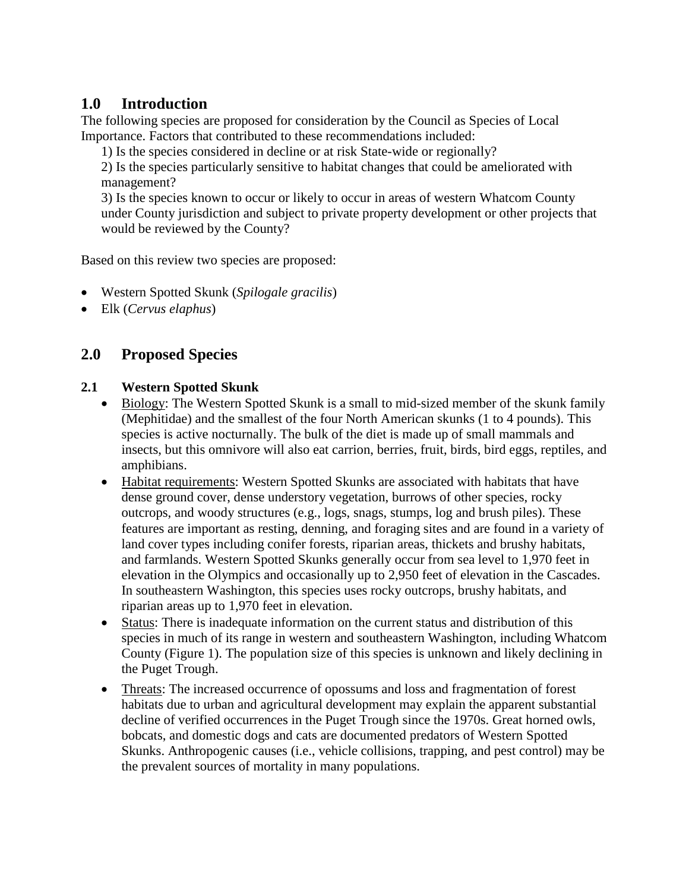## 1.0 Introduction

The following species are proposed for consideration by the Council as Species of Local Importance. Factors that contributed to these recommendations included:

1) Is the species considered in decline or at risk State-wide or regionally?
2) Is the species particularly sensitive to habitat changes that could be ameliorated with management?
3) Is the species known to occur or likely to occur in areas of western Whatcom County under County jurisdiction and subject to private property development or other projects that would be reviewed by the County?

Based on this review two species are proposed:

- Western Spotted Skunk (*Spilogale gracilis*)
- Elk (*Cervus elaphus*)

## 2.0 Proposed Species

### 2.1 Western Spotted Skunk

- Biology: The Western Spotted Skunk is a small to mid-sized member of the skunk family (Mephitidae) and the smallest of the four North American skunks (1 to 4 pounds). This species is active nocturnally. The bulk of the diet is made up of small mammals and insects, but this omnivore will also eat carrion, berries, fruit, birds, bird eggs, reptiles, and amphibians.
- Habitat requirements: Western Spotted Skunks are associated with habitats that have dense ground cover, dense understory vegetation, burrows of other species, rocky outcrops, and woody structures (e.g., logs, snags, stumps, log and brush piles). These features are important as resting, denning, and foraging sites and are found in a variety of land cover types including conifer forests, riparian areas, thickets and brushy habitats, and farmlands. Western Spotted Skunks generally occur from sea level to 1,970 feet in elevation in the Olympics and occasionally up to 2,950 feet of elevation in the Cascades. In southeastern Washington, this species uses rocky outcrops, brushy habitats, and riparian areas up to 1,970 feet in elevation.
- Status: There is inadequate information on the current status and distribution of this species in much of its range in western and southeastern Washington, including Whatcom County (Figure 1). The population size of this species is unknown and likely declining in the Puget Trough.
- Threats: The increased occurrence of opossums and loss and fragmentation of forest habitats due to urban and agricultural development may explain the apparent substantial decline of verified occurrences in the Puget Trough since the 1970s. Great horned owls, bobcats, and domestic dogs and cats are documented predators of Western Spotted Skunks. Anthropogenic causes (i.e., vehicle collisions, trapping, and pest control) may be the prevalent sources of mortality in many populations.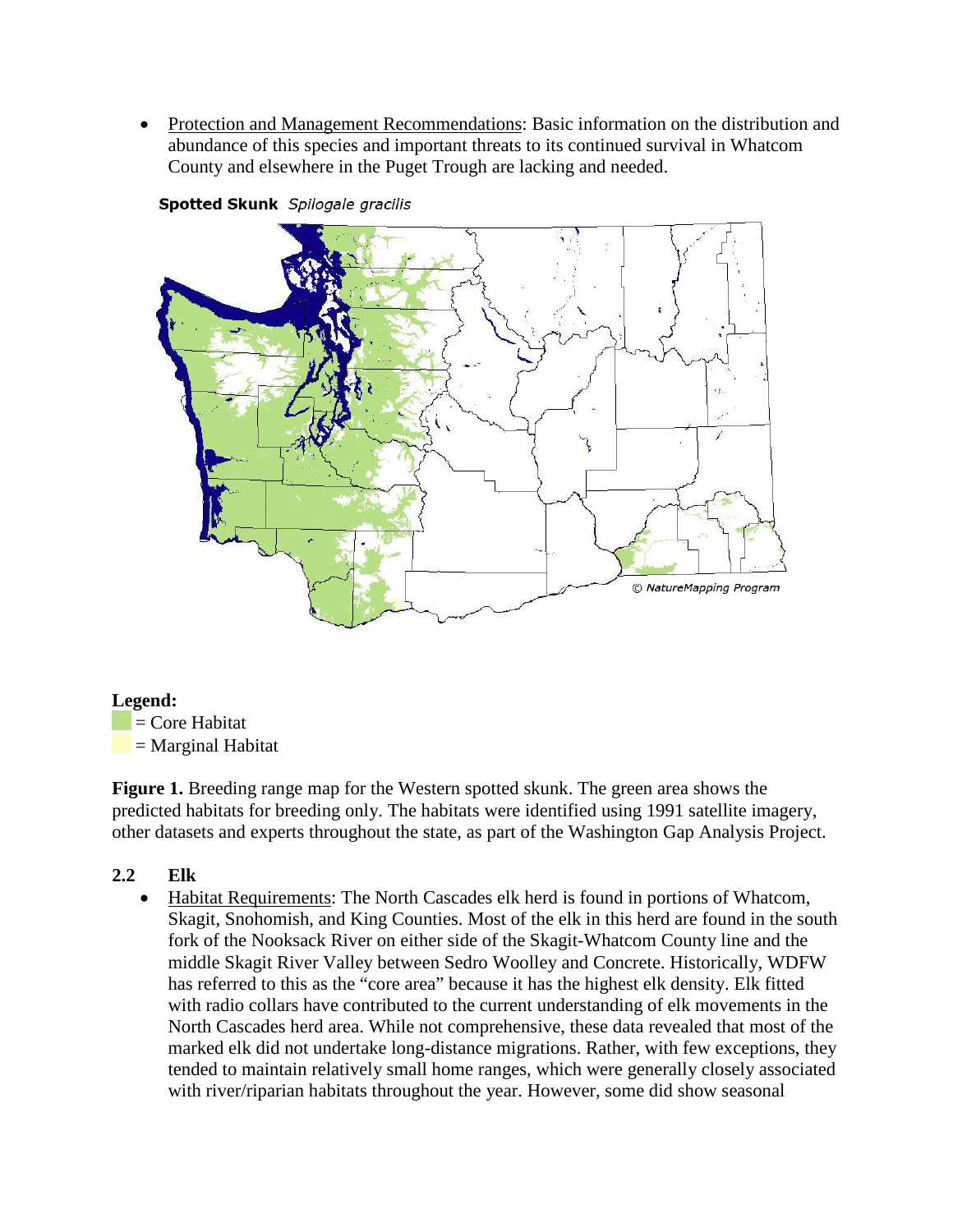- Protection and Management Recommendations: Basic information on the distribution and abundance of this species and important threats to its continued survival in Whatcom County and elsewhere in the Puget Trough are lacking and needed.

**Spotted Skunk** *Spilogale gracilis*

© NatureMapping Program

**Legend:**
= Core Habitat
= Marginal Habitat

**Figure 1.** Breeding range map for the Western spotted skunk. The green area shows the predicted habitats for breeding only. The habitats were identified using 1991 satellite imagery, other datasets and experts throughout the state, as part of the Washington Gap Analysis Project.

### 2.2 Elk

- Habitat Requirements: The North Cascades elk herd is found in portions of Whatcom, Skagit, Snohomish, and King Counties. Most of the elk in this herd are found in the south fork of the Nooksack River on either side of the Skagit-Whatcom County line and the middle Skagit River Valley between Sedro Woolley and Concrete. Historically, WDFW has referred to this as the "core area" because it has the highest elk density. Elk fitted with radio collars have contributed to the current understanding of elk movements in the North Cascades herd area. While not comprehensive, these data revealed that most of the marked elk did not undertake long-distance migrations. Rather, with few exceptions, they tended to maintain relatively small home ranges, which were generally closely associated with river/riparian habitats throughout the year. However, some did show seasonal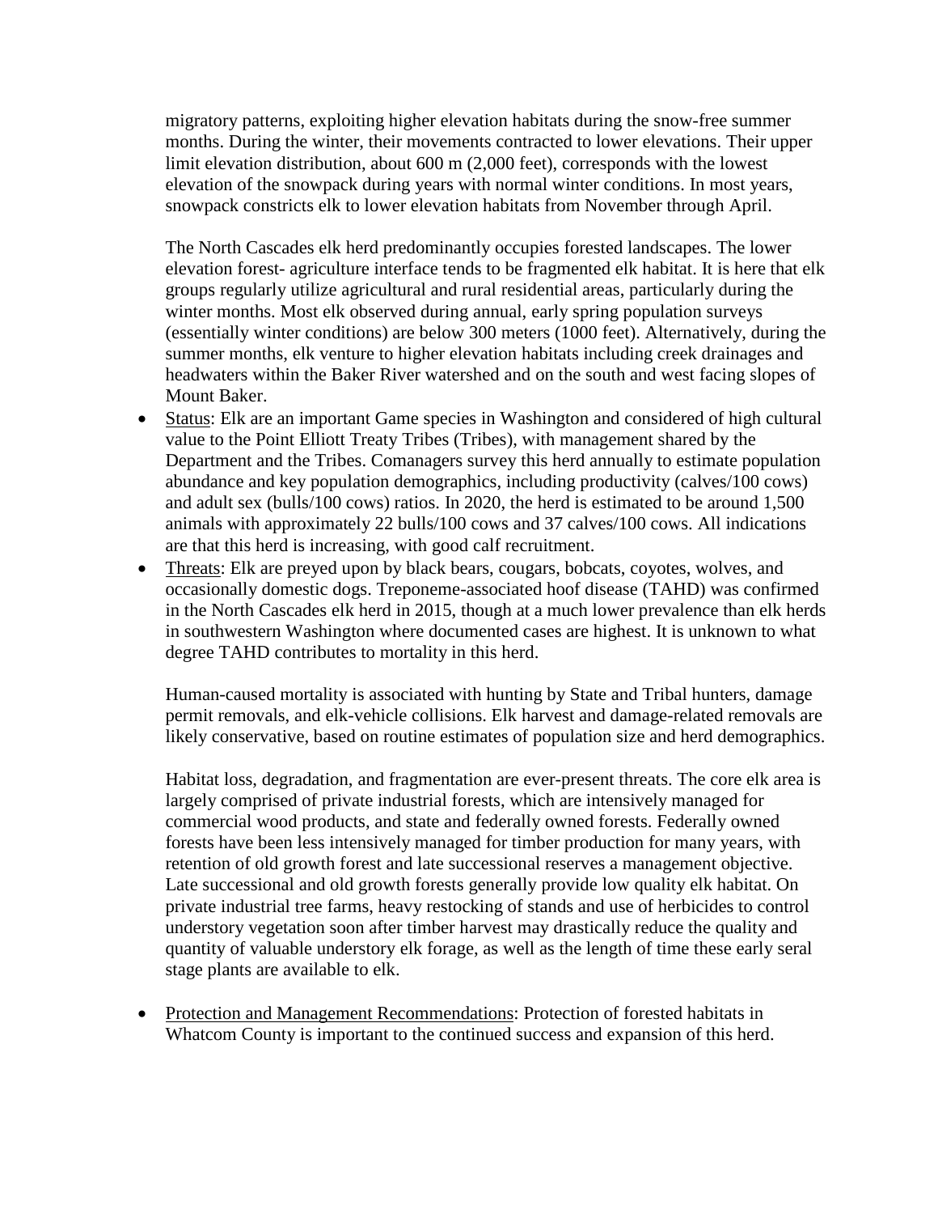migratory patterns, exploiting higher elevation habitats during the snow-free summer months. During the winter, their movements contracted to lower elevations. Their upper limit elevation distribution, about 600 m (2,000 feet), corresponds with the lowest elevation of the snowpack during years with normal winter conditions. In most years, snowpack constricts elk to lower elevation habitats from November through April.

The North Cascades elk herd predominantly occupies forested landscapes. The lower elevation forest- agriculture interface tends to be fragmented elk habitat. It is here that elk groups regularly utilize agricultural and rural residential areas, particularly during the winter months. Most elk observed during annual, early spring population surveys (essentially winter conditions) are below 300 meters (1000 feet). Alternatively, during the summer months, elk venture to higher elevation habitats including creek drainages and headwaters within the Baker River watershed and on the south and west facing slopes of Mount Baker.

- Status: Elk are an important Game species in Washington and considered of high cultural value to the Point Elliott Treaty Tribes (Tribes), with management shared by the Department and the Tribes. Comanagers survey this herd annually to estimate population abundance and key population demographics, including productivity (calves/100 cows) and adult sex (bulls/100 cows) ratios. In 2020, the herd is estimated to be around 1,500 animals with approximately 22 bulls/100 cows and 37 calves/100 cows. All indications are that this herd is increasing, with good calf recruitment.
- Threats: Elk are preyed upon by black bears, cougars, bobcats, coyotes, wolves, and occasionally domestic dogs. Treponeme-associated hoof disease (TAHD) was confirmed in the North Cascades elk herd in 2015, though at a much lower prevalence than elk herds in southwestern Washington where documented cases are highest. It is unknown to what degree TAHD contributes to mortality in this herd.

  Human-caused mortality is associated with hunting by State and Tribal hunters, damage permit removals, and elk-vehicle collisions. Elk harvest and damage-related removals are likely conservative, based on routine estimates of population size and herd demographics.

  Habitat loss, degradation, and fragmentation are ever-present threats. The core elk area is largely comprised of private industrial forests, which are intensively managed for commercial wood products, and state and federally owned forests. Federally owned forests have been less intensively managed for timber production for many years, with retention of old growth forest and late successional reserves a management objective. Late successional and old growth forests generally provide low quality elk habitat. On private industrial tree farms, heavy restocking of stands and use of herbicides to control understory vegetation soon after timber harvest may drastically reduce the quality and quantity of valuable understory elk forage, as well as the length of time these early seral stage plants are available to elk.

- Protection and Management Recommendations: Protection of forested habitats in Whatcom County is important to the continued success and expansion of this herd.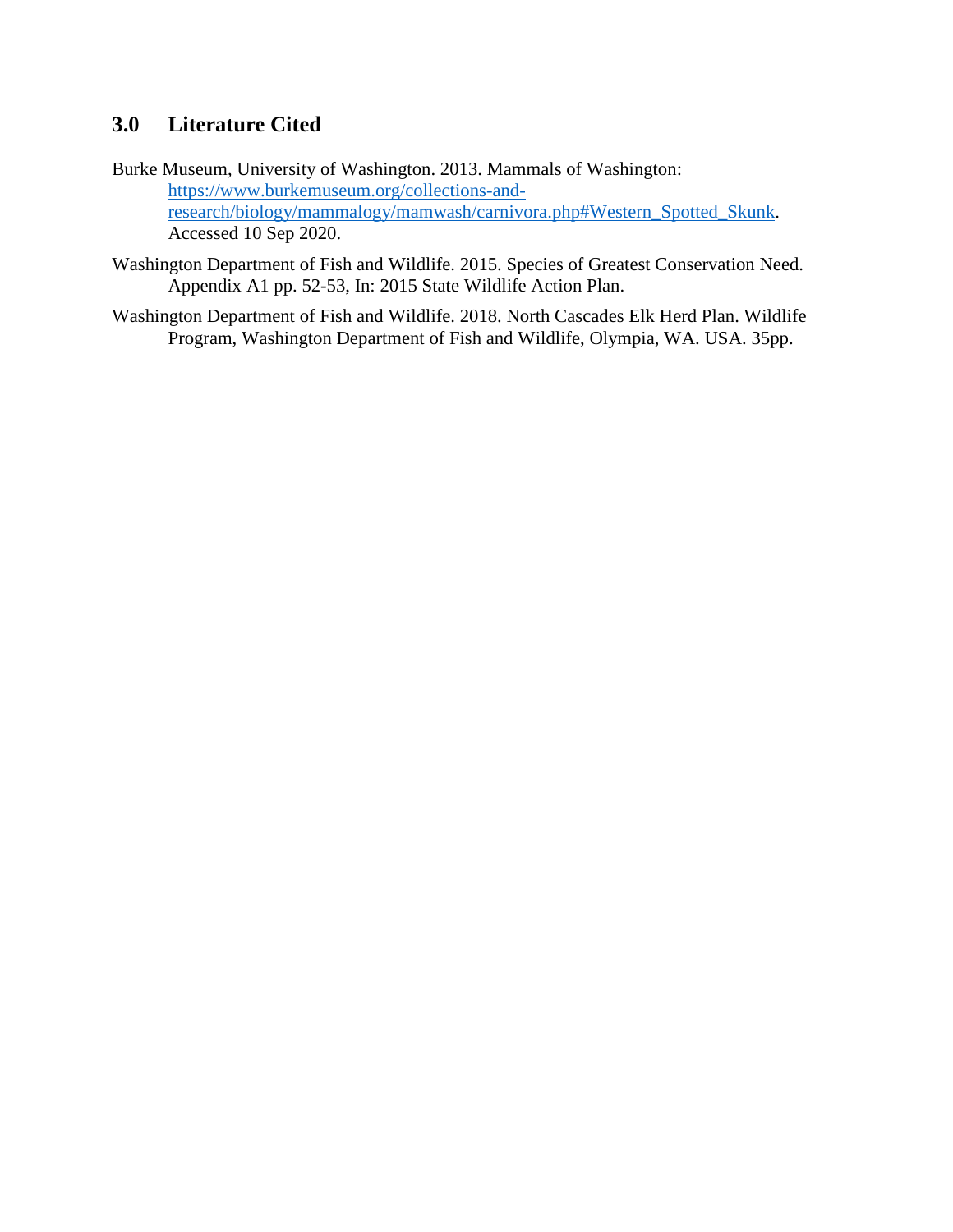## 3.0 Literature Cited

Burke Museum, University of Washington. 2013. Mammals of Washington: https://www.burkemuseum.org/collections-and-research/biology/mammalogy/mamwash/carnivora.php#Western_Spotted_Skunk. Accessed 10 Sep 2020.

Washington Department of Fish and Wildlife. 2015. Species of Greatest Conservation Need. Appendix A1 pp. 52-53, In: 2015 State Wildlife Action Plan.

Washington Department of Fish and Wildlife. 2018. North Cascades Elk Herd Plan. Wildlife Program, Washington Department of Fish and Wildlife, Olympia, WA. USA. 35pp.